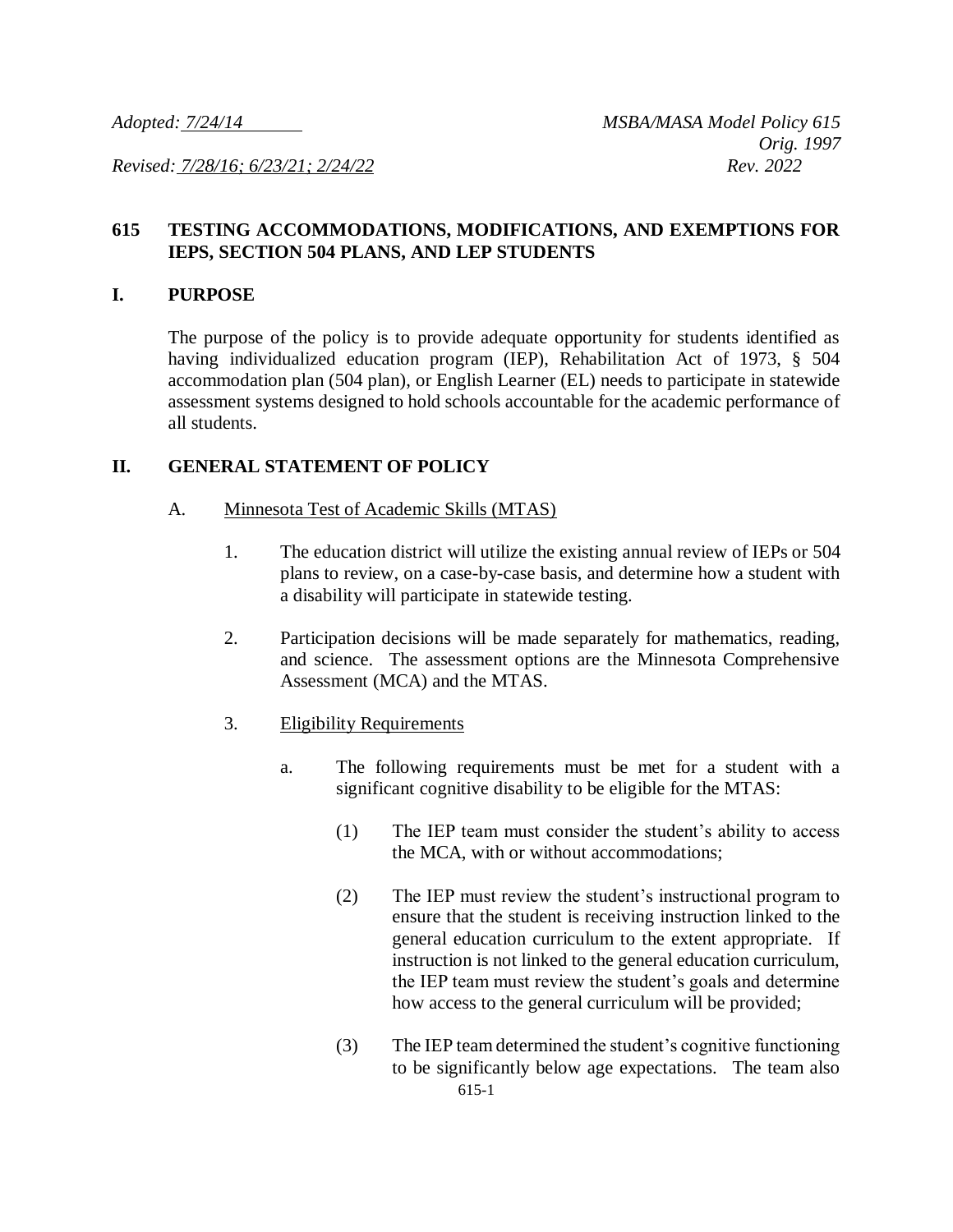*Adopted: 7/24/14* *MSBA/MASA Model Policy 615*
*Orig. 1997*

*Revised: 7/28/16; 6/23/21; 2/24/22* *Rev. 2022*

# 615 TESTING ACCOMMODATIONS, MODIFICATIONS, AND EXEMPTIONS FOR IEPS, SECTION 504 PLANS, AND LEP STUDENTS

## I. PURPOSE

The purpose of the policy is to provide adequate opportunity for students identified as having individualized education program (IEP), Rehabilitation Act of 1973, § 504 accommodation plan (504 plan), or English Learner (EL) needs to participate in statewide assessment systems designed to hold schools accountable for the academic performance of all students.

## II. GENERAL STATEMENT OF POLICY

A. Minnesota Test of Academic Skills (MTAS)

1. The education district will utilize the existing annual review of IEPs or 504 plans to review, on a case-by-case basis, and determine how a student with a disability will participate in statewide testing.

2. Participation decisions will be made separately for mathematics, reading, and science. The assessment options are the Minnesota Comprehensive Assessment (MCA) and the MTAS.

3. Eligibility Requirements

   a. The following requirements must be met for a student with a significant cognitive disability to be eligible for the MTAS:

      (1) The IEP team must consider the student's ability to access the MCA, with or without accommodations;

      (2) The IEP must review the student's instructional program to ensure that the student is receiving instruction linked to the general education curriculum to the extent appropriate. If instruction is not linked to the general education curriculum, the IEP team must review the student's goals and determine how access to the general curriculum will be provided;

      (3) The IEP team determined the student's cognitive functioning to be significantly below age expectations. The team also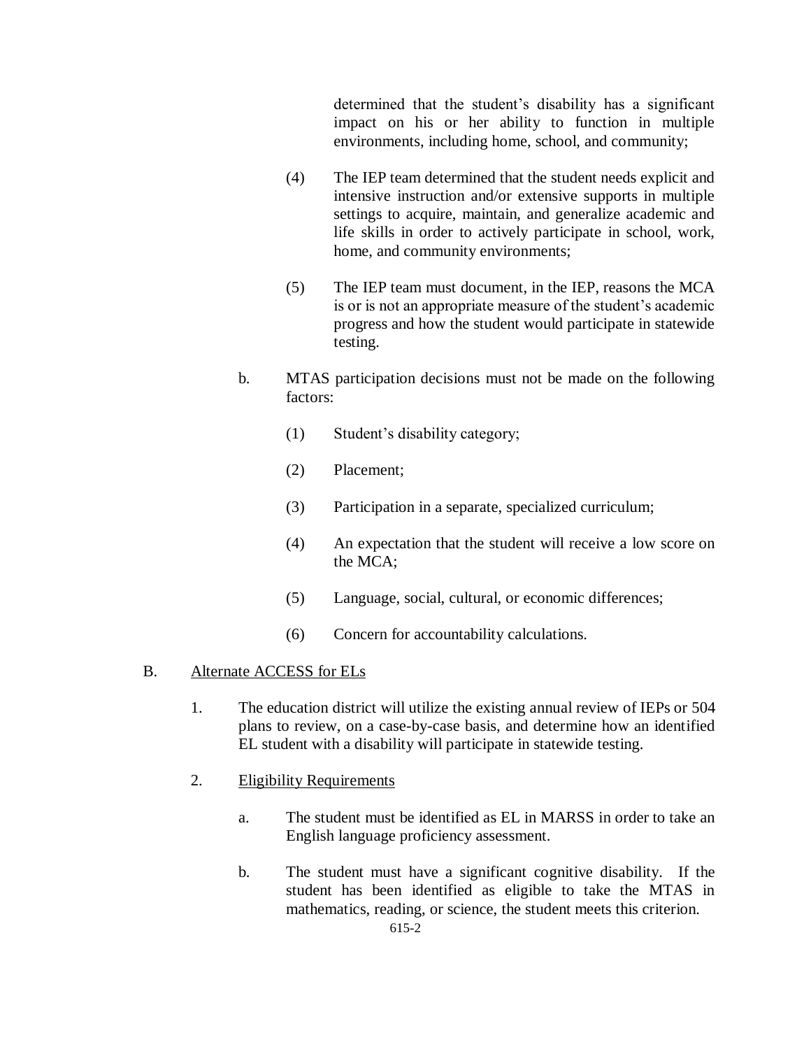determined that the student's disability has a significant impact on his or her ability to function in multiple environments, including home, school, and community;

(4) The IEP team determined that the student needs explicit and intensive instruction and/or extensive supports in multiple settings to acquire, maintain, and generalize academic and life skills in order to actively participate in school, work, home, and community environments;

(5) The IEP team must document, in the IEP, reasons the MCA is or is not an appropriate measure of the student's academic progress and how the student would participate in statewide testing.

b. MTAS participation decisions must not be made on the following factors:

(1) Student's disability category;

(2) Placement;

(3) Participation in a separate, specialized curriculum;

(4) An expectation that the student will receive a low score on the MCA;

(5) Language, social, cultural, or economic differences;

(6) Concern for accountability calculations.

B. <u>Alternate ACCESS for ELs</u>

1. The education district will utilize the existing annual review of IEPs or 504 plans to review, on a case-by-case basis, and determine how an identified EL student with a disability will participate in statewide testing.

2. <u>Eligibility Requirements</u>

a. The student must be identified as EL in MARSS in order to take an English language proficiency assessment.

b. The student must have a significant cognitive disability. If the student has been identified as eligible to take the MTAS in mathematics, reading, or science, the student meets this criterion.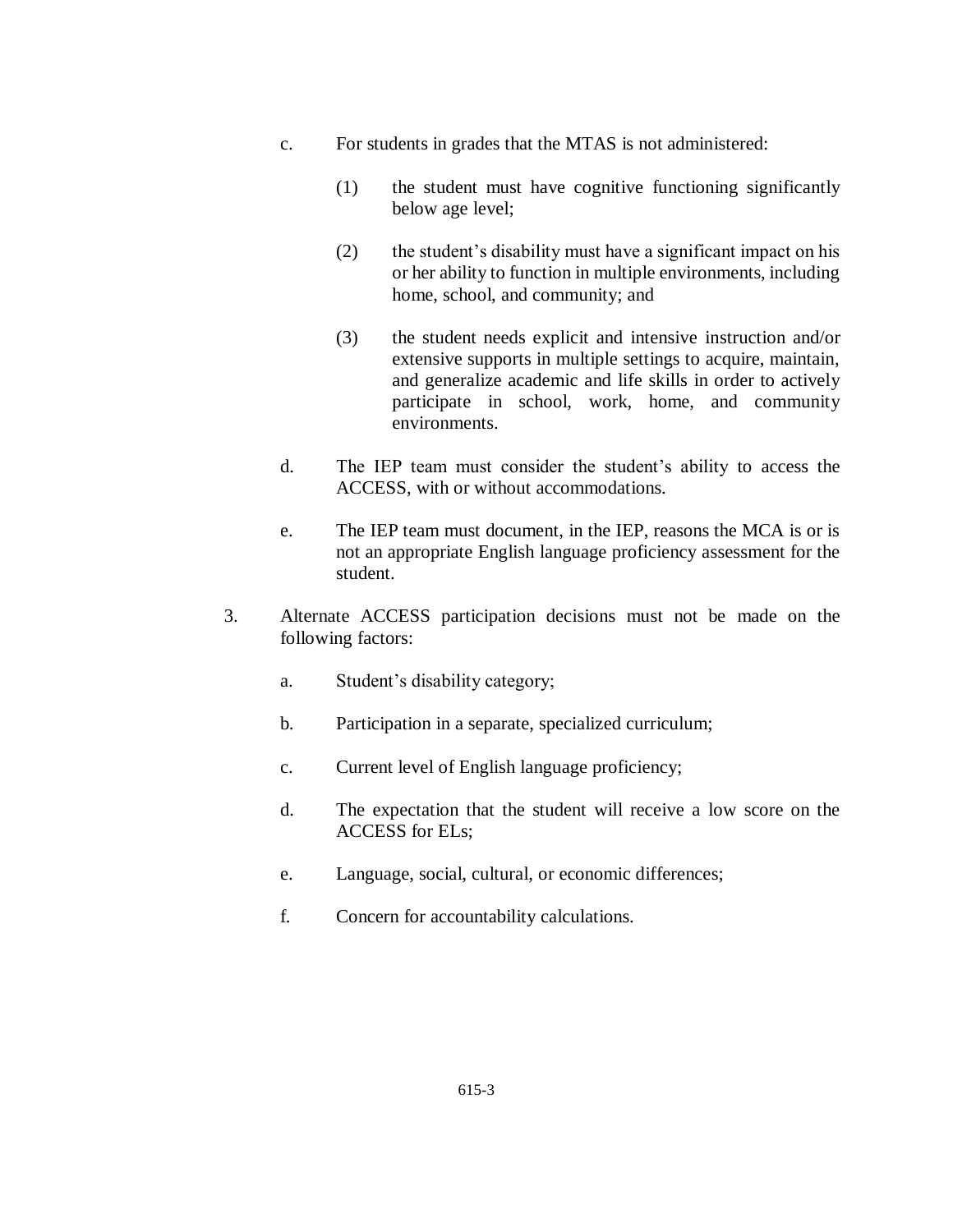c. For students in grades that the MTAS is not administered:

   (1) the student must have cognitive functioning significantly below age level;

   (2) the student's disability must have a significant impact on his or her ability to function in multiple environments, including home, school, and community; and

   (3) the student needs explicit and intensive instruction and/or extensive supports in multiple settings to acquire, maintain, and generalize academic and life skills in order to actively participate in school, work, home, and community environments.

d. The IEP team must consider the student's ability to access the ACCESS, with or without accommodations.

e. The IEP team must document, in the IEP, reasons the MCA is or is not an appropriate English language proficiency assessment for the student.

3. Alternate ACCESS participation decisions must not be made on the following factors:

   a. Student's disability category;

   b. Participation in a separate, specialized curriculum;

   c. Current level of English language proficiency;

   d. The expectation that the student will receive a low score on the ACCESS for ELs;

   e. Language, social, cultural, or economic differences;

   f. Concern for accountability calculations.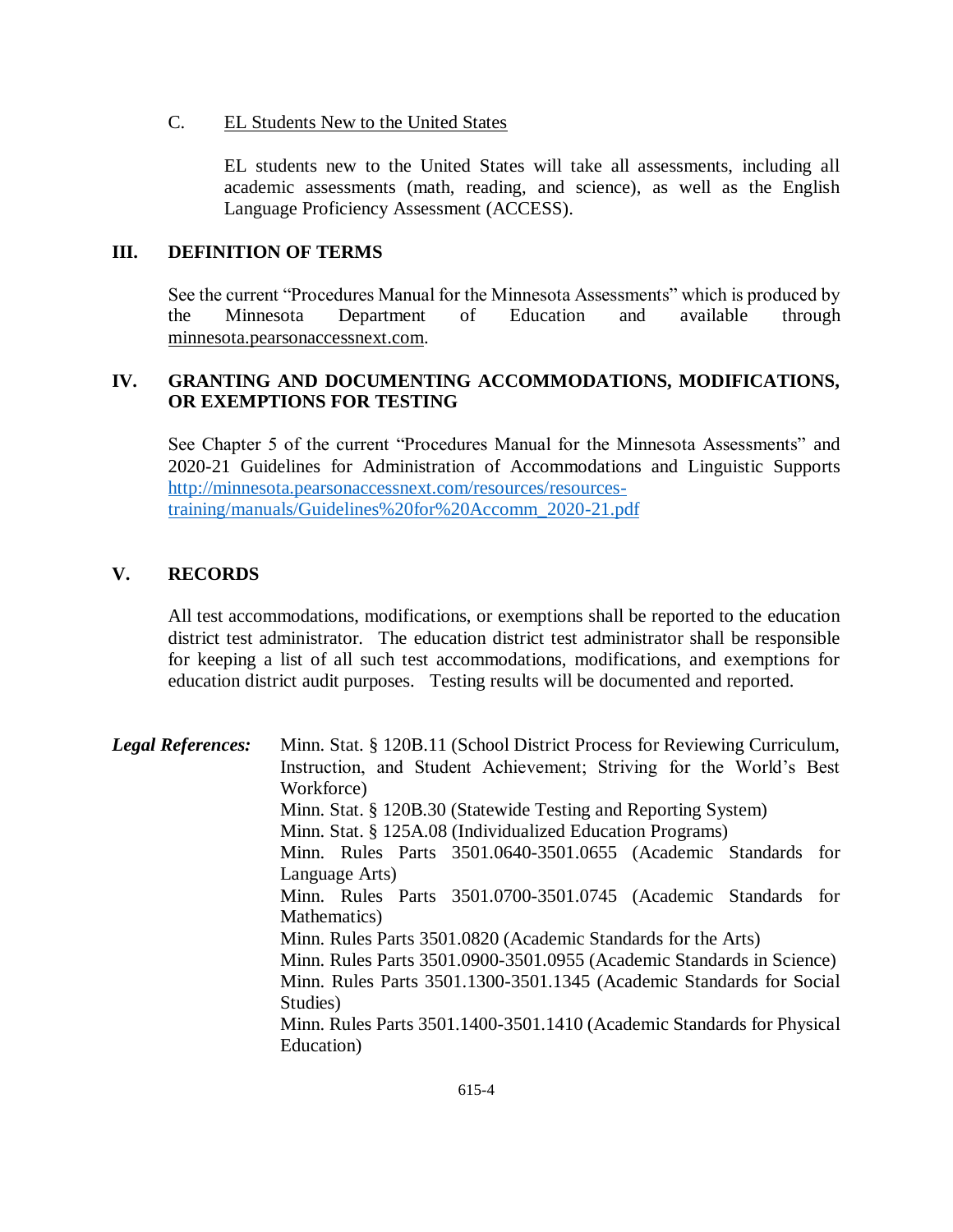C. EL Students New to the United States

EL students new to the United States will take all assessments, including all academic assessments (math, reading, and science), as well as the English Language Proficiency Assessment (ACCESS).

## III. DEFINITION OF TERMS

See the current "Procedures Manual for the Minnesota Assessments" which is produced by the Minnesota Department of Education and available through minnesota.pearsonaccessnext.com.

## IV. GRANTING AND DOCUMENTING ACCOMMODATIONS, MODIFICATIONS, OR EXEMPTIONS FOR TESTING

See Chapter 5 of the current "Procedures Manual for the Minnesota Assessments" and 2020-21 Guidelines for Administration of Accommodations and Linguistic Supports [http://minnesota.pearsonaccessnext.com/resources/resources-training/manuals/Guidelines%20for%20Accomm_2020-21.pdf](http://minnesota.pearsonaccessnext.com/resources/resources-training/manuals/Guidelines%20for%20Accomm_2020-21.pdf)

## V. RECORDS

All test accommodations, modifications, or exemptions shall be reported to the education district test administrator. The education district test administrator shall be responsible for keeping a list of all such test accommodations, modifications, and exemptions for education district audit purposes. Testing results will be documented and reported.

***Legal References:***

Minn. Stat. § 120B.11 (School District Process for Reviewing Curriculum, Instruction, and Student Achievement; Striving for the World's Best Workforce)
Minn. Stat. § 120B.30 (Statewide Testing and Reporting System)
Minn. Stat. § 125A.08 (Individualized Education Programs)
Minn. Rules Parts 3501.0640-3501.0655 (Academic Standards for Language Arts)
Minn. Rules Parts 3501.0700-3501.0745 (Academic Standards for Mathematics)
Minn. Rules Parts 3501.0820 (Academic Standards for the Arts)
Minn. Rules Parts 3501.0900-3501.0955 (Academic Standards in Science)
Minn. Rules Parts 3501.1300-3501.1345 (Academic Standards for Social Studies)
Minn. Rules Parts 3501.1400-3501.1410 (Academic Standards for Physical Education)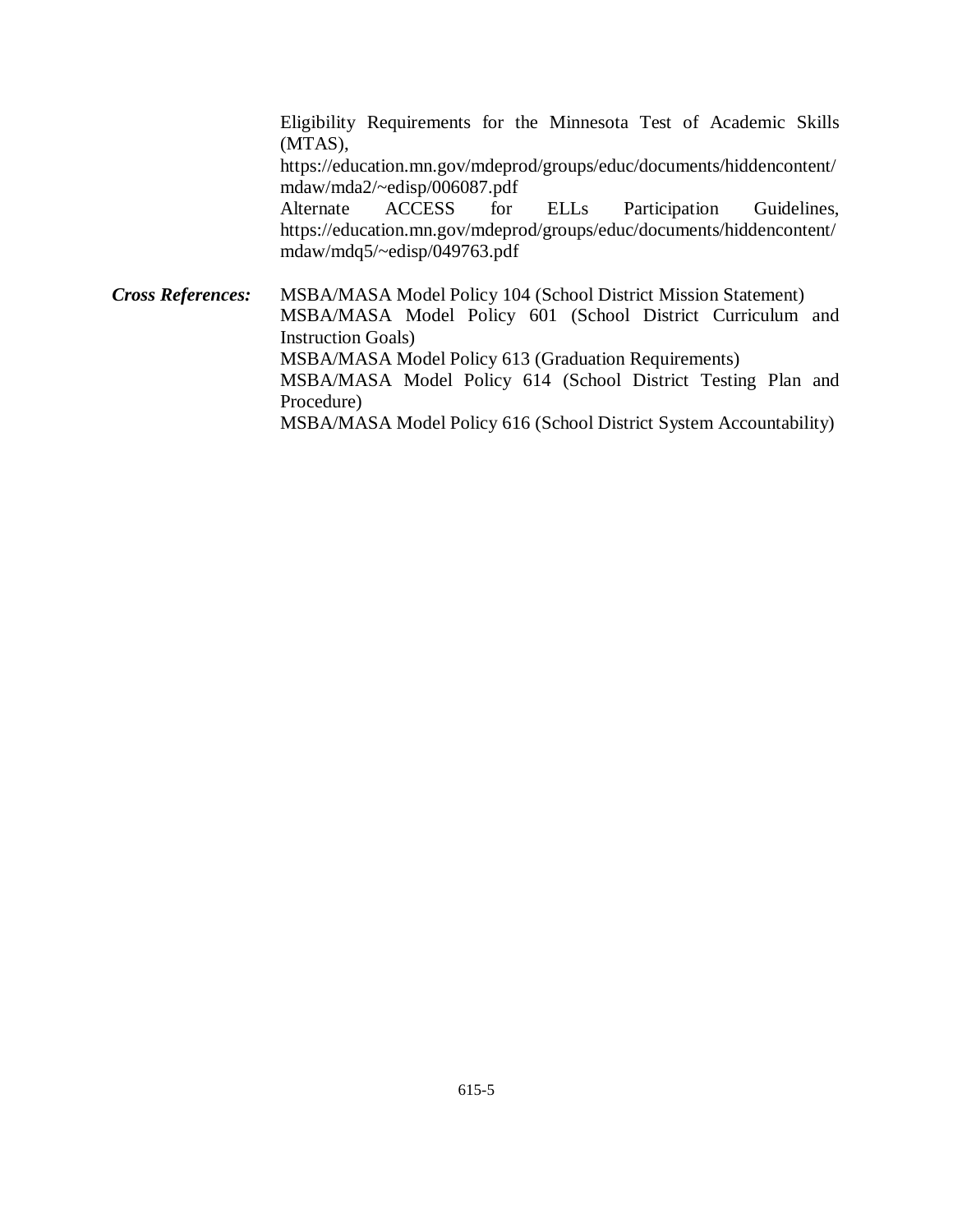Eligibility Requirements for the Minnesota Test of Academic Skills (MTAS), https://education.mn.gov/mdeprod/groups/educ/documents/hiddencontent/mdaw/mda2/~edisp/006087.pdf

Alternate ACCESS for ELLs Participation Guidelines, https://education.mn.gov/mdeprod/groups/educ/documents/hiddencontent/mdaw/mdq5/~edisp/049763.pdf

***Cross References:***

MSBA/MASA Model Policy 104 (School District Mission Statement)

MSBA/MASA Model Policy 601 (School District Curriculum and Instruction Goals)

MSBA/MASA Model Policy 613 (Graduation Requirements)

MSBA/MASA Model Policy 614 (School District Testing Plan and Procedure)

MSBA/MASA Model Policy 616 (School District System Accountability)